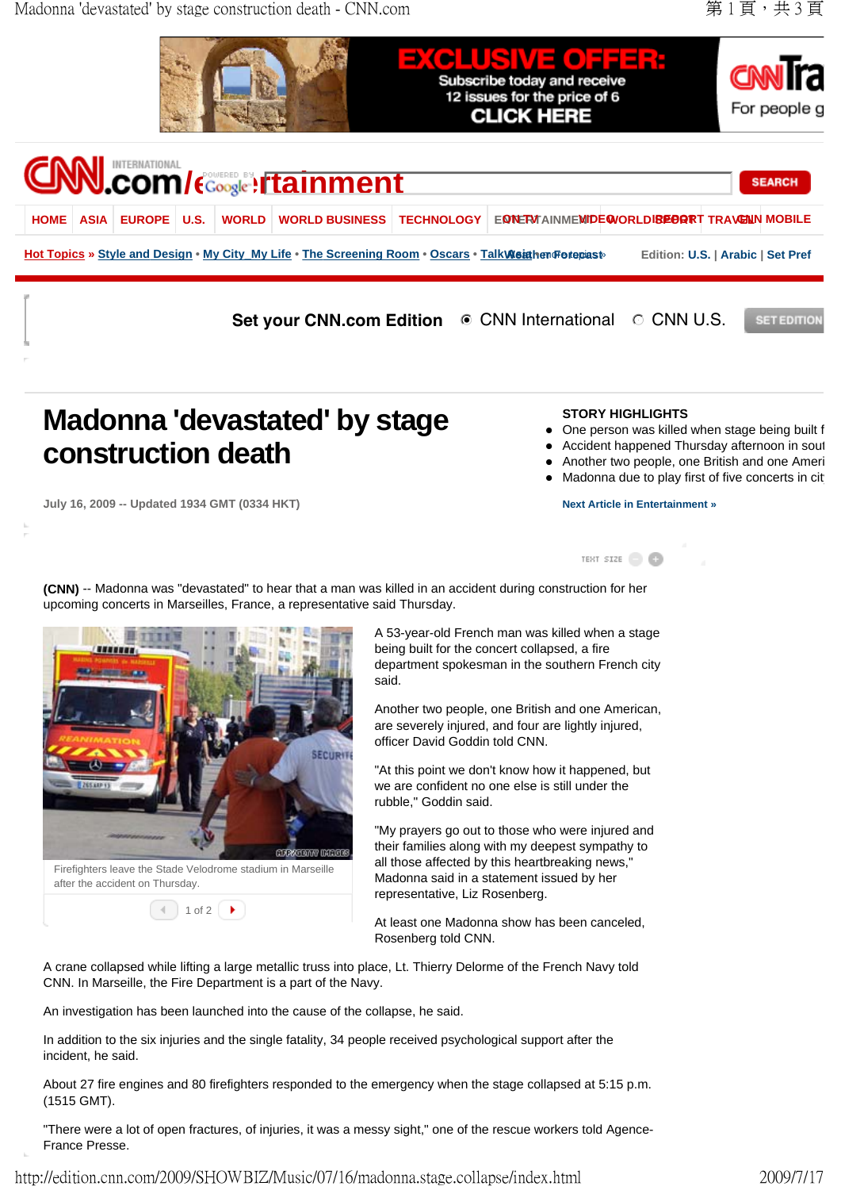# Madonna 'devastated' by stage construction death

July 16, 2009 -- Updated 1934 GMT (0334 HKT)

**STORY HIGHLIGHTS**

- One person was killed when stage being built f
- Accident happened Thursday afternoon in sout
- Another two people, one British and one Ameri
- Madonna due to play first of five concerts in cit

Next Article in Entertainment »

**(CNN)** -- Madonna was "devastated" to hear that a man was killed in an accident during construction for her upcoming concerts in Marseilles, France, a representative said Thursday.

Firefighters leave the Stade Velodrome stadium in Marseille after the accident on Thursday.

A 53-year-old French man was killed when a stage being built for the concert collapsed, a fire department spokesman in the southern French city said.

Another two people, one British and one American, are severely injured, and four are lightly injured, officer David Goddin told CNN.

"At this point we don't know how it happened, but we are confident no one else is still under the rubble," Goddin said.

"My prayers go out to those who were injured and their families along with my deepest sympathy to all those affected by this heartbreaking news," Madonna said in a statement issued by her representative, Liz Rosenberg.

At least one Madonna show has been canceled, Rosenberg told CNN.

A crane collapsed while lifting a large metallic truss into place, Lt. Thierry Delorme of the French Navy told CNN. In Marseille, the Fire Department is a part of the Navy.

An investigation has been launched into the cause of the collapse, he said.

In addition to the six injuries and the single fatality, 34 people received psychological support after the incident, he said.

About 27 fire engines and 80 firefighters responded to the emergency when the stage collapsed at 5:15 p.m. (1515 GMT).

"There were a lot of open fractures, of injuries, it was a messy sight," one of the rescue workers told Agence-France Presse.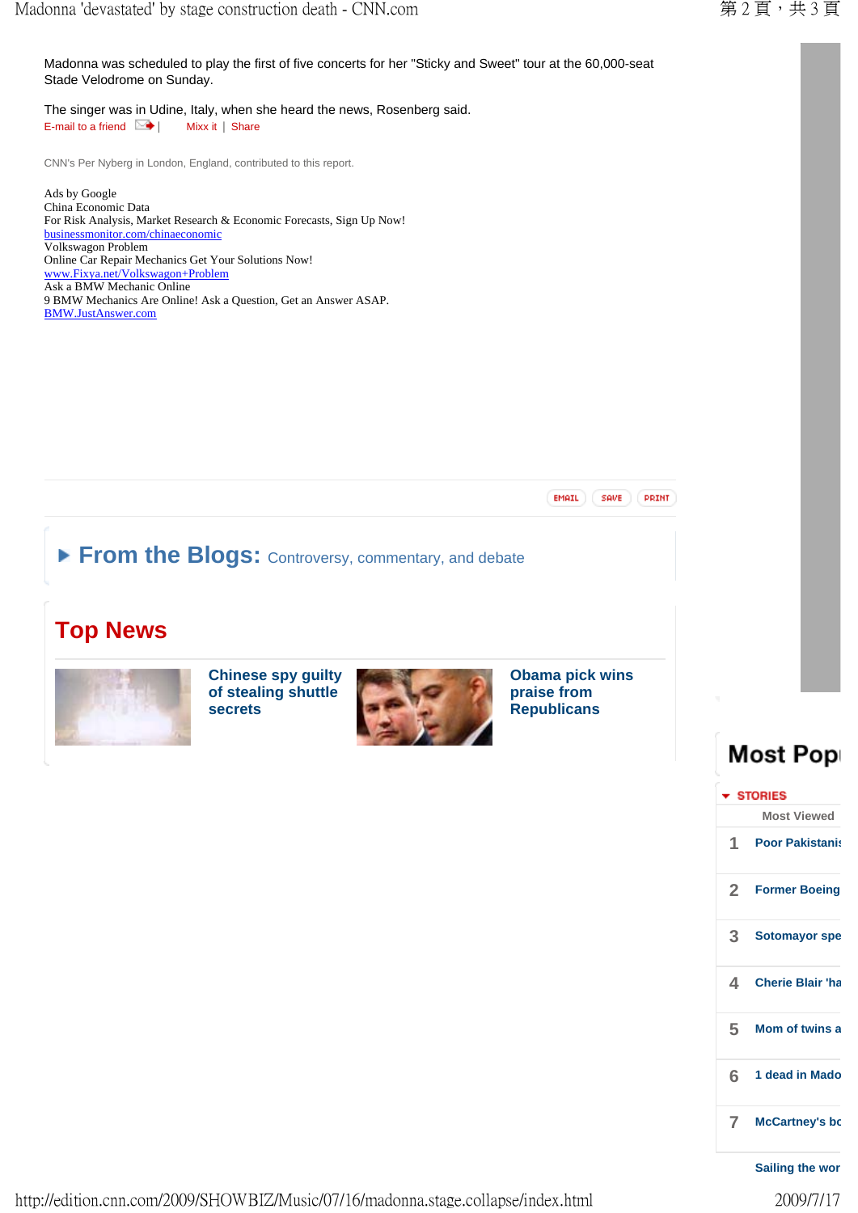Madonna was scheduled to play the first of five concerts for her "Sticky and Sweet" tour at the 60,000-seat Stade Velodrome on Sunday.

The singer was in Udine, Italy, when she heard the news, Rosenberg said.

E-mail to a friend | Mixx it | Share

CNN's Per Nyberg in London, England, contributed to this report.

Ads by Google

China Economic Data
For Risk Analysis, Market Research & Economic Forecasts, Sign Up Now!
businessmonitor.com/chinaeconomic

Volkswagon Problem
Online Car Repair Mechanics Get Your Solutions Now!
www.Fixya.net/Volkswagon+Problem

Ask a BMW Mechanic Online
9 BMW Mechanics Are Online! Ask a Question, Get an Answer ASAP.
BMW.JustAnswer.com

EMAIL SAVE PRINT

## From the Blogs: Controversy, commentary, and debate

## Top News

**Chinese spy guilty of stealing shuttle secrets**

**Obama pick wins praise from Republicans**

## Most Pop

STORIES

Most Viewed

1 Poor Pakistanis
2 Former Boeing
3 Sotomayor spe
4 Cherie Blair 'ha
5 Mom of twins a
6 1 dead in Mado
7 McCartney's bo

Sailing the wor